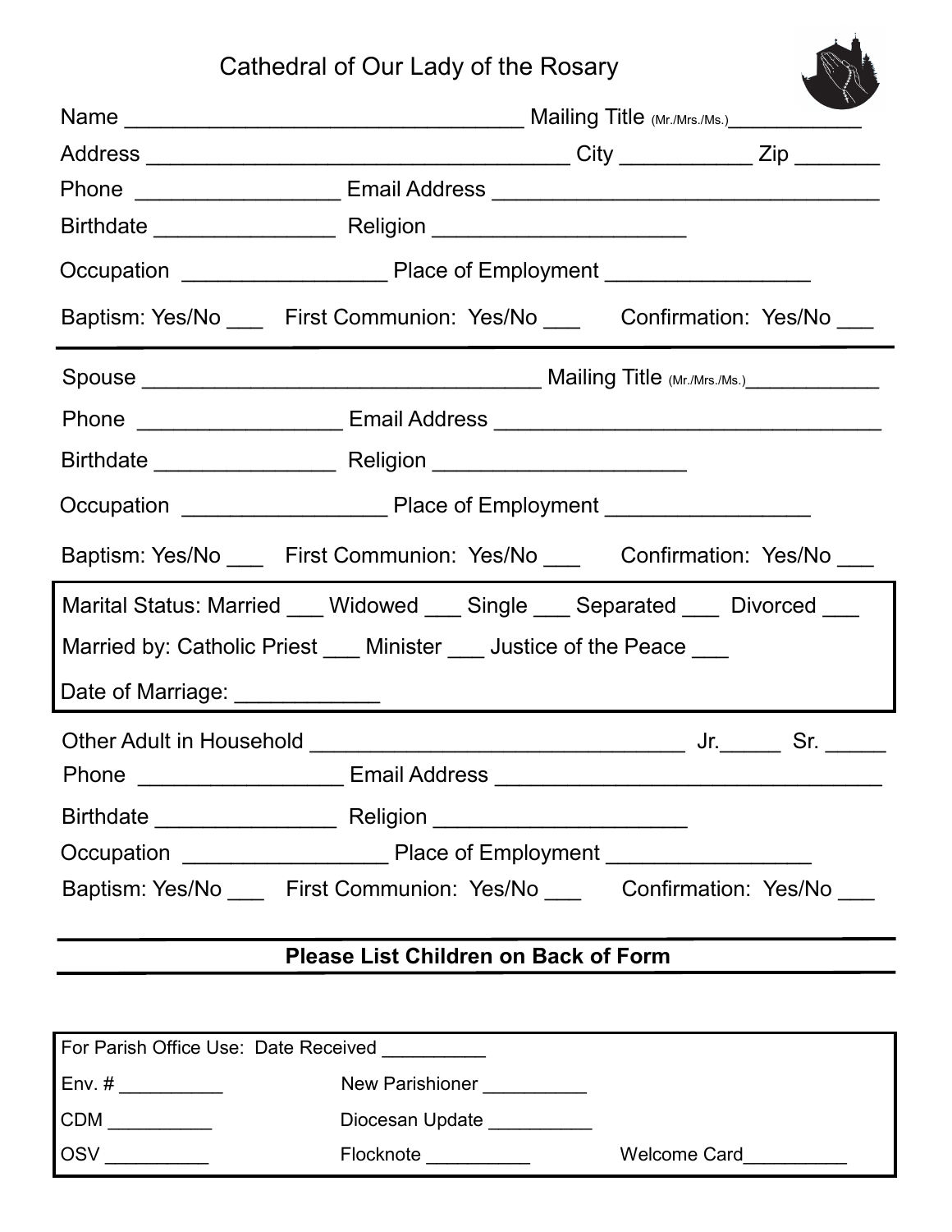# Cathedral of Our Lady of the Rosary

Name ________________________________ Mailing Title (Mr./Mrs./Ms.)___________

Address __________________________________ City __________ Zip _______

Phone ________________ Email Address _______________________________

Birthdate _______________ Religion ____________________

Occupation ________________ Place of Employment ________________

Baptism: Yes/No ___ First Communion: Yes/No ___ Confirmation: Yes/No ___

---

Spouse ________________________________ Mailing Title (Mr./Mrs./Ms.)___________

Phone ________________ Email Address _______________________________

Birthdate _______________ Religion ____________________

Occupation ________________ Place of Employment ________________

Baptism: Yes/No ___ First Communion: Yes/No ___ Confirmation: Yes/No ___

---

Marital Status: Married ___ Widowed ___ Single ___ Separated ___ Divorced ___

Married by: Catholic Priest ___ Minister ___ Justice of the Peace ___

Date of Marriage: ____________

---

Other Adult in Household ______________________________ Jr._____ Sr. _____

Phone ________________ Email Address _______________________________

Birthdate _______________ Religion ____________________

Occupation ________________ Place of Employment ________________

Baptism: Yes/No ___ First Communion: Yes/No ___ Confirmation: Yes/No ___

---

**Please List Children on Back of Form**

---

For Parish Office Use: Date Received __________

Env. # __________ New Parishioner __________

CDM __________ Diocesan Update __________

OSV __________ Flocknote __________ Welcome Card__________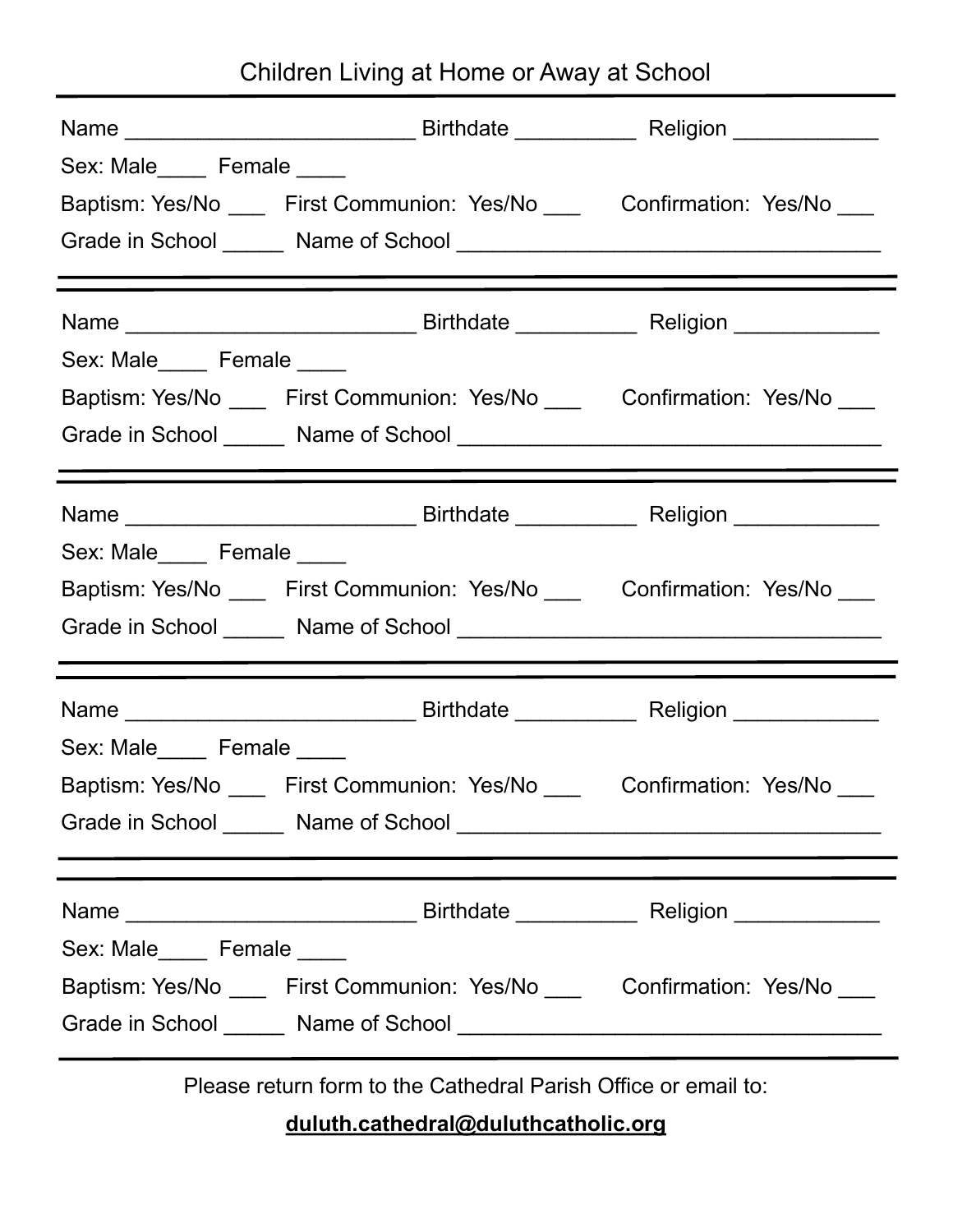## Children Living at Home or Away at School

---

Name ________________________ Birthdate __________ Religion ____________

Sex: Male____ Female ____

Baptism: Yes/No ___ First Communion: Yes/No ___ Confirmation: Yes/No ___

Grade in School _____ Name of School ___________________________________

---

Name ________________________ Birthdate __________ Religion ____________

Sex: Male____ Female ____

Baptism: Yes/No ___ First Communion: Yes/No ___ Confirmation: Yes/No ___

Grade in School _____ Name of School ___________________________________

---

Name ________________________ Birthdate __________ Religion ____________

Sex: Male____ Female ____

Baptism: Yes/No ___ First Communion: Yes/No ___ Confirmation: Yes/No ___

Grade in School _____ Name of School ___________________________________

---

Name ________________________ Birthdate __________ Religion ____________

Sex: Male____ Female ____

Baptism: Yes/No ___ First Communion: Yes/No ___ Confirmation: Yes/No ___

Grade in School _____ Name of School ___________________________________

---

Name ________________________ Birthdate __________ Religion ____________

Sex: Male____ Female ____

Baptism: Yes/No ___ First Communion: Yes/No ___ Confirmation: Yes/No ___

Grade in School _____ Name of School ___________________________________

---

Please return form to the Cathedral Parish Office or email to:

**duluth.cathedral@duluthcatholic.org**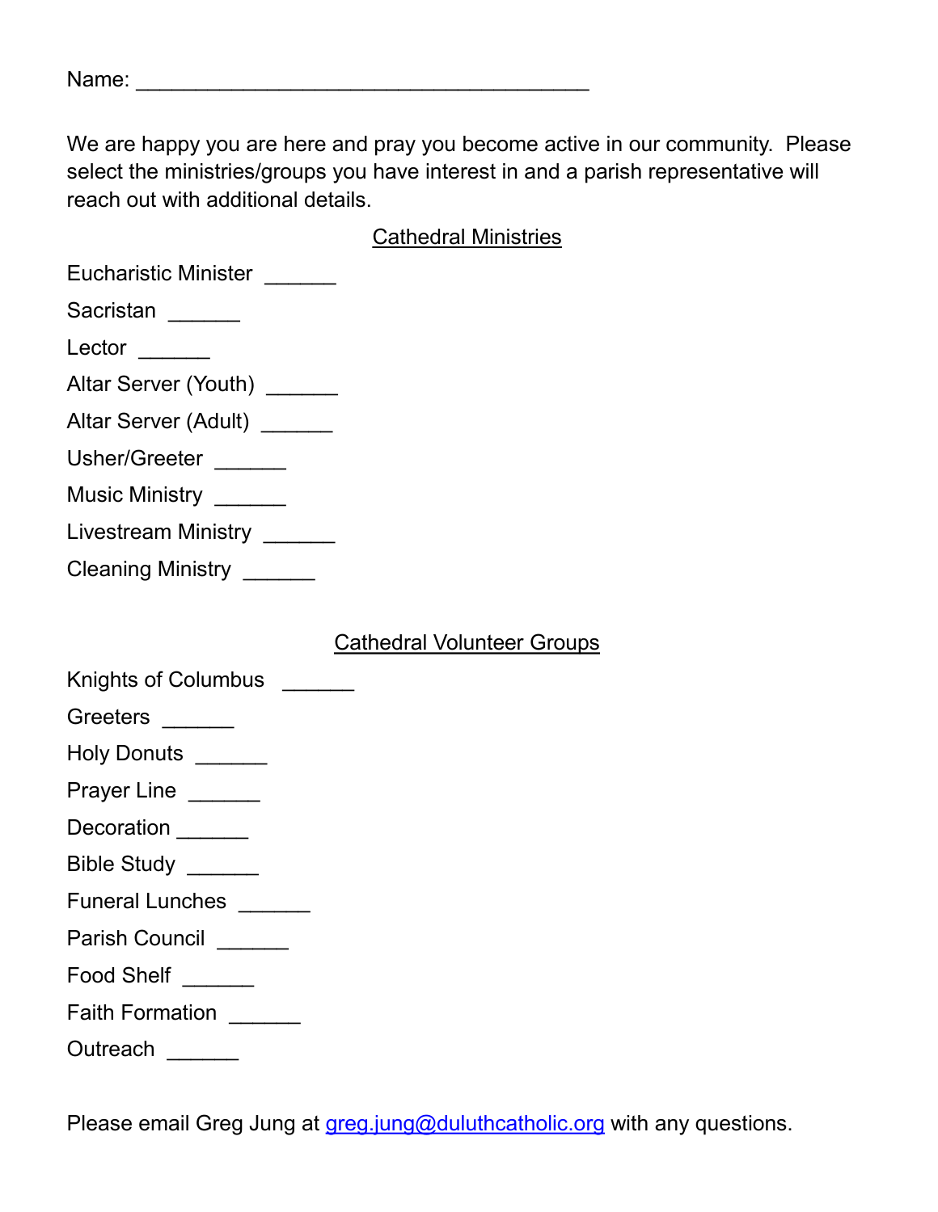Name: ________________________________________

We are happy you are here and pray you become active in our community. Please select the ministries/groups you have interest in and a parish representative will reach out with additional details.

<u>Cathedral Ministries</u>

Eucharistic Minister ______

Sacristan ______

Lector ______

Altar Server (Youth) ______

Altar Server (Adult) ______

Usher/Greeter ______

Music Ministry ______

Livestream Ministry ______

Cleaning Ministry ______

<u>Cathedral Volunteer Groups</u>

Knights of Columbus ______

Greeters ______

Holy Donuts ______

Prayer Line ______

Decoration ______

Bible Study ______

Funeral Lunches ______

Parish Council ______

Food Shelf ______

Faith Formation ______

Outreach ______

Please email Greg Jung at greg.jung@duluthcatholic.org with any questions.